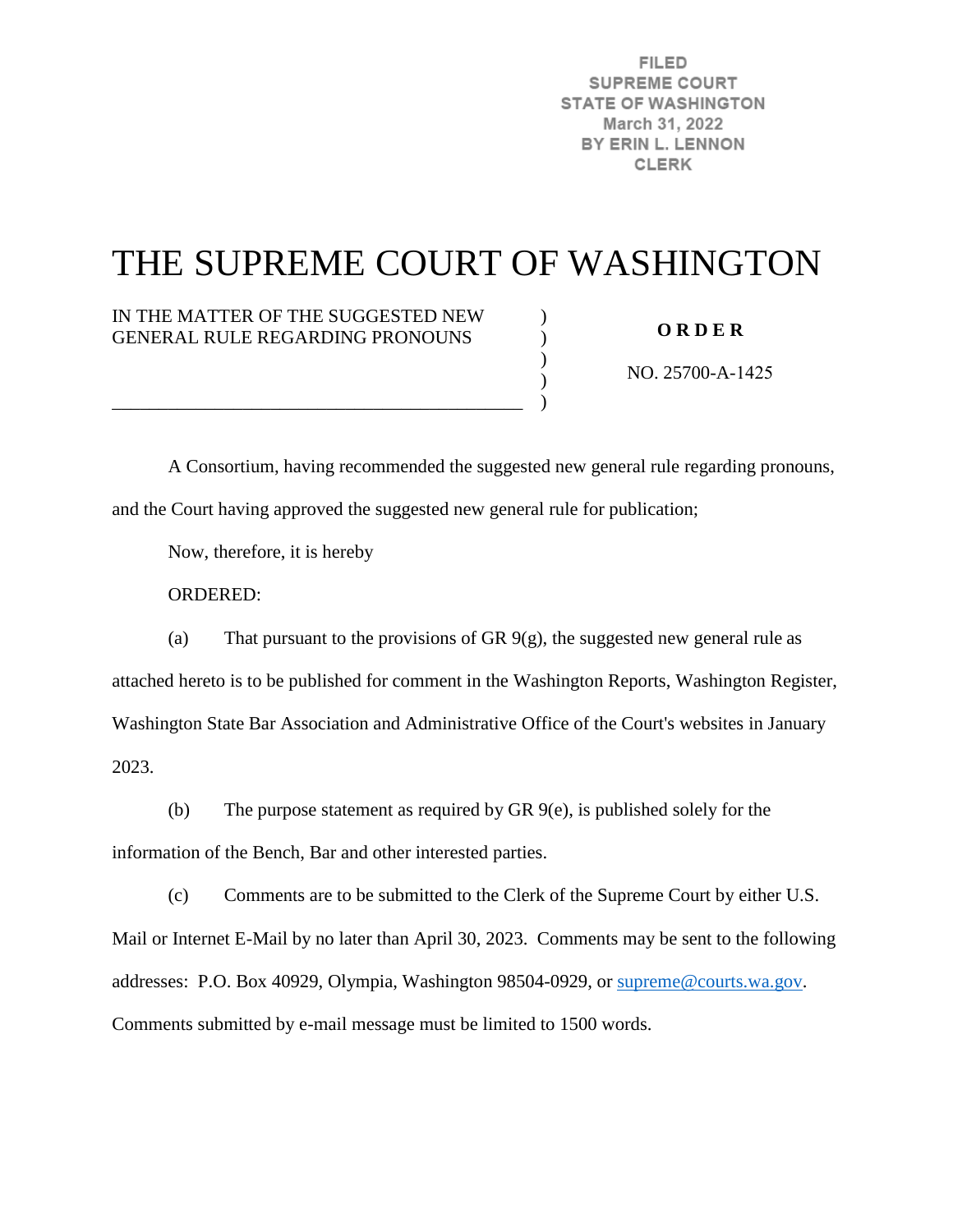FILED
SUPREME COURT
STATE OF WASHINGTON
March 31, 2022
BY ERIN L. LENNON
CLERK

# THE SUPREME COURT OF WASHINGTON

IN THE MATTER OF THE SUGGESTED NEW GENERAL RULE REGARDING PRONOUNS

**O R D E R**

NO. 25700-A-1425

A Consortium, having recommended the suggested new general rule regarding pronouns, and the Court having approved the suggested new general rule for publication;

Now, therefore, it is hereby

ORDERED:

(a) That pursuant to the provisions of GR 9(g), the suggested new general rule as attached hereto is to be published for comment in the Washington Reports, Washington Register, Washington State Bar Association and Administrative Office of the Court's websites in January 2023.

(b) The purpose statement as required by GR 9(e), is published solely for the information of the Bench, Bar and other interested parties.

(c) Comments are to be submitted to the Clerk of the Supreme Court by either U.S. Mail or Internet E-Mail by no later than April 30, 2023. Comments may be sent to the following addresses: P.O. Box 40929, Olympia, Washington 98504-0929, or supreme@courts.wa.gov. Comments submitted by e-mail message must be limited to 1500 words.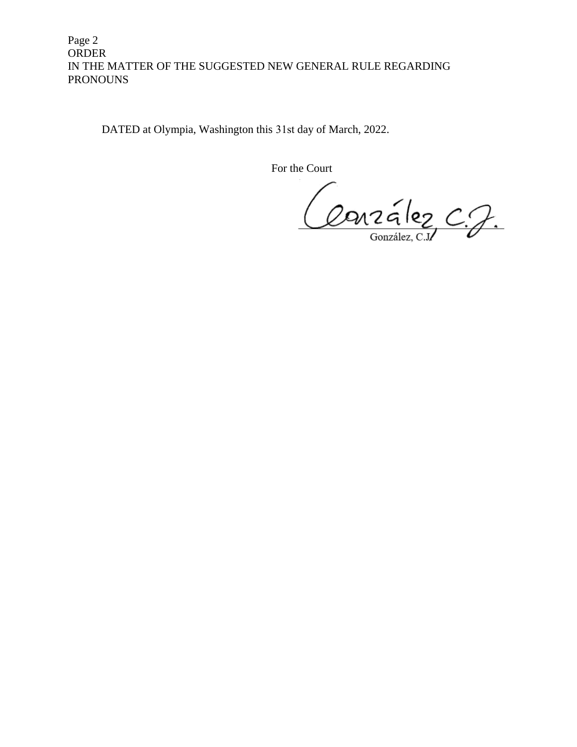DATED at Olympia, Washington this 31st day of March, 2022.

For the Court

González, C.J.

González, C.J.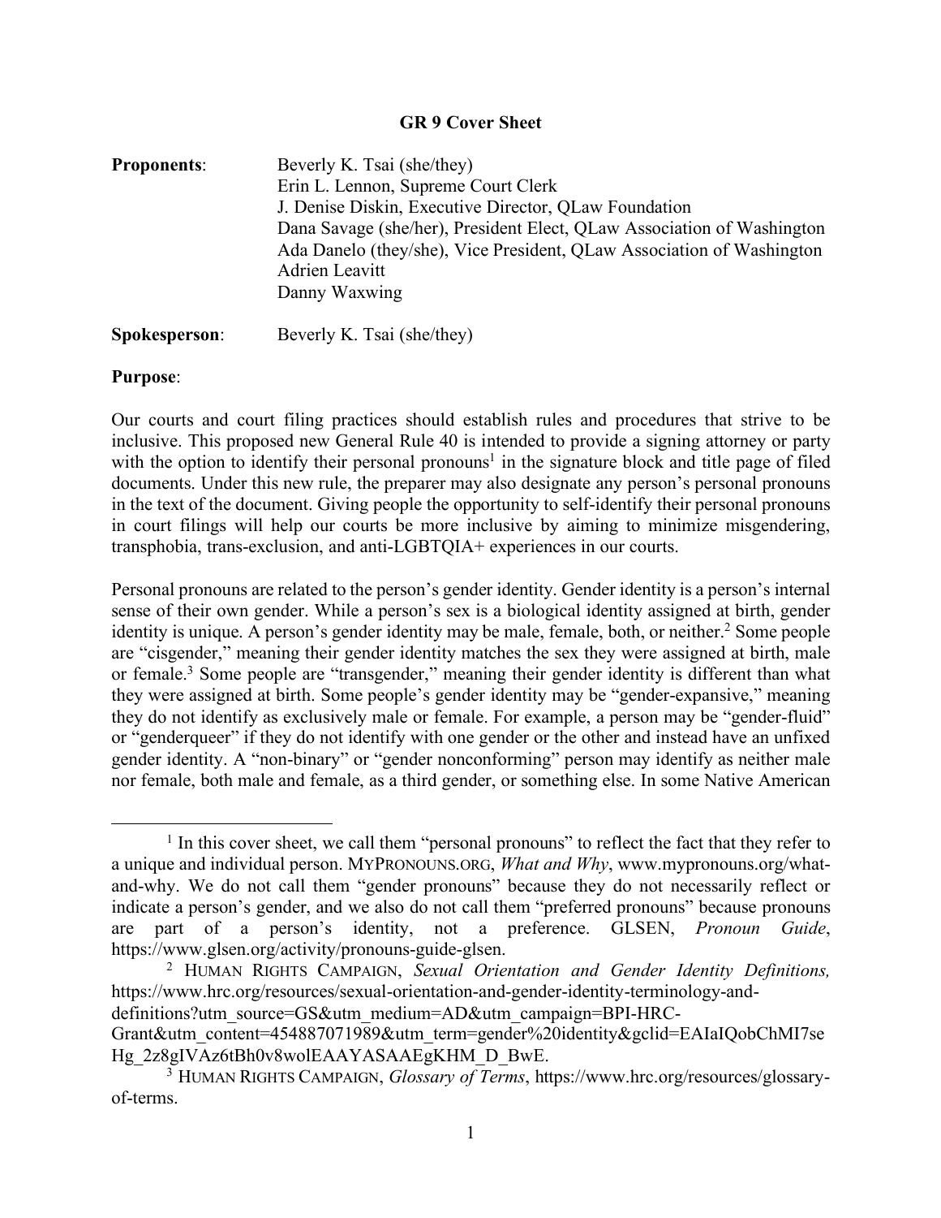**GR 9 Cover Sheet**

**Proponents**: Beverly K. Tsai (she/they)
Erin L. Lennon, Supreme Court Clerk
J. Denise Diskin, Executive Director, QLaw Foundation
Dana Savage (she/her), President Elect, QLaw Association of Washington
Ada Danelo (they/she), Vice President, QLaw Association of Washington
Adrien Leavitt
Danny Waxwing

**Spokesperson**: Beverly K. Tsai (she/they)

**Purpose**:

Our courts and court filing practices should establish rules and procedures that strive to be inclusive. This proposed new General Rule 40 is intended to provide a signing attorney or party with the option to identify their personal pronouns[1] in the signature block and title page of filed documents. Under this new rule, the preparer may also designate any person's personal pronouns in the text of the document. Giving people the opportunity to self-identify their personal pronouns in court filings will help our courts be more inclusive by aiming to minimize misgendering, transphobia, trans-exclusion, and anti-LGBTQIA+ experiences in our courts.

Personal pronouns are related to the person's gender identity. Gender identity is a person's internal sense of their own gender. While a person's sex is a biological identity assigned at birth, gender identity is unique. A person's gender identity may be male, female, both, or neither.[2] Some people are "cisgender," meaning their gender identity matches the sex they were assigned at birth, male or female.[3] Some people are "transgender," meaning their gender identity is different than what they were assigned at birth. Some people's gender identity may be "gender-expansive," meaning they do not identify as exclusively male or female. For example, a person may be "gender-fluid" or "genderqueer" if they do not identify with one gender or the other and instead have an unfixed gender identity. A "non-binary" or "gender nonconforming" person may identify as neither male nor female, both male and female, as a third gender, or something else. In some Native American

---

[1] In this cover sheet, we call them "personal pronouns" to reflect the fact that they refer to a unique and individual person. MYPRONOUNS.ORG, *What and Why*, www.mypronouns.org/what-and-why. We do not call them "gender pronouns" because they do not necessarily reflect or indicate a person's gender, and we also do not call them "preferred pronouns" because pronouns are part of a person's identity, not a preference. GLSEN, *Pronoun Guide*, https://www.glsen.org/activity/pronouns-guide-glsen.

[2] HUMAN RIGHTS CAMPAIGN, *Sexual Orientation and Gender Identity Definitions,* https://www.hrc.org/resources/sexual-orientation-and-gender-identity-terminology-and-definitions?utm_source=GS&utm_medium=AD&utm_campaign=BPI-HRC-Grant&utm_content=454887071989&utm_term=gender%20identity&gclid=EAIaIQobChMI7seHg_2z8gIVAz6tBh0v8wolEAAYASAAEgKHM_D_BwE.

[3] HUMAN RIGHTS CAMPAIGN, *Glossary of Terms*, https://www.hrc.org/resources/glossary-of-terms.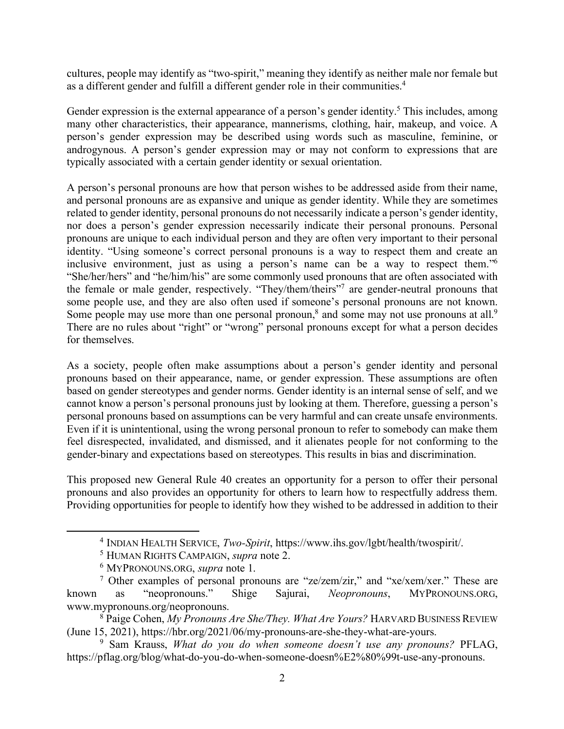cultures, people may identify as "two-spirit," meaning they identify as neither male nor female but as a different gender and fulfill a different gender role in their communities.[4]

Gender expression is the external appearance of a person's gender identity.[5] This includes, among many other characteristics, their appearance, mannerisms, clothing, hair, makeup, and voice. A person's gender expression may be described using words such as masculine, feminine, or androgynous. A person's gender expression may or may not conform to expressions that are typically associated with a certain gender identity or sexual orientation.

A person's personal pronouns are how that person wishes to be addressed aside from their name, and personal pronouns are as expansive and unique as gender identity. While they are sometimes related to gender identity, personal pronouns do not necessarily indicate a person's gender identity, nor does a person's gender expression necessarily indicate their personal pronouns. Personal pronouns are unique to each individual person and they are often very important to their personal identity. "Using someone's correct personal pronouns is a way to respect them and create an inclusive environment, just as using a person's name can be a way to respect them."[6] "She/her/hers" and "he/him/his" are some commonly used pronouns that are often associated with the female or male gender, respectively. "They/them/theirs"[7] are gender-neutral pronouns that some people use, and they are also often used if someone's personal pronouns are not known. Some people may use more than one personal pronoun,[8] and some may not use pronouns at all.[9] There are no rules about "right" or "wrong" personal pronouns except for what a person decides for themselves.

As a society, people often make assumptions about a person's gender identity and personal pronouns based on their appearance, name, or gender expression. These assumptions are often based on gender stereotypes and gender norms. Gender identity is an internal sense of self, and we cannot know a person's personal pronouns just by looking at them. Therefore, guessing a person's personal pronouns based on assumptions can be very harmful and can create unsafe environments. Even if it is unintentional, using the wrong personal pronoun to refer to somebody can make them feel disrespected, invalidated, and dismissed, and it alienates people for not conforming to the gender-binary and expectations based on stereotypes. This results in bias and discrimination.

This proposed new General Rule 40 creates an opportunity for a person to offer their personal pronouns and also provides an opportunity for others to learn how to respectfully address them. Providing opportunities for people to identify how they wished to be addressed in addition to their

---

[4] INDIAN HEALTH SERVICE, *Two-Spirit*, https://www.ihs.gov/lgbt/health/twospirit/.

[5] HUMAN RIGHTS CAMPAIGN, *supra* note 2.

[6] MYPRONOUNS.ORG, *supra* note 1.

[7] Other examples of personal pronouns are "ze/zem/zir," and "xe/xem/xer." These are known as "neopronouns." Shige Sajurai, *Neopronouns*, MYPRONOUNS.ORG, www.mypronouns.org/neopronouns.

[8] Paige Cohen, *My Pronouns Are She/They. What Are Yours?* HARVARD BUSINESS REVIEW (June 15, 2021), https://hbr.org/2021/06/my-pronouns-are-she-they-what-are-yours.

[9] Sam Krauss, *What do you do when someone doesn't use any pronouns?* PFLAG, https://pflag.org/blog/what-do-you-do-when-someone-doesn%E2%80%99t-use-any-pronouns.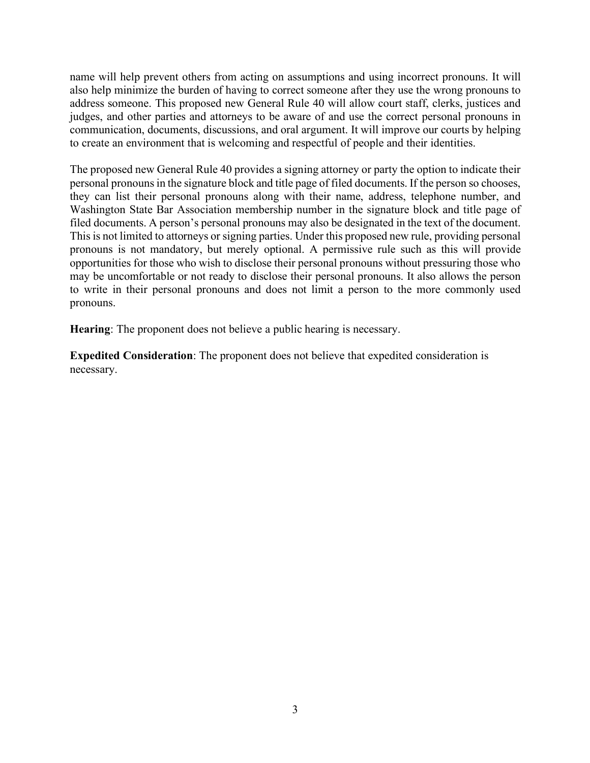name will help prevent others from acting on assumptions and using incorrect pronouns. It will also help minimize the burden of having to correct someone after they use the wrong pronouns to address someone. This proposed new General Rule 40 will allow court staff, clerks, justices and judges, and other parties and attorneys to be aware of and use the correct personal pronouns in communication, documents, discussions, and oral argument. It will improve our courts by helping to create an environment that is welcoming and respectful of people and their identities.

The proposed new General Rule 40 provides a signing attorney or party the option to indicate their personal pronouns in the signature block and title page of filed documents. If the person so chooses, they can list their personal pronouns along with their name, address, telephone number, and Washington State Bar Association membership number in the signature block and title page of filed documents. A person's personal pronouns may also be designated in the text of the document. This is not limited to attorneys or signing parties. Under this proposed new rule, providing personal pronouns is not mandatory, but merely optional. A permissive rule such as this will provide opportunities for those who wish to disclose their personal pronouns without pressuring those who may be uncomfortable or not ready to disclose their personal pronouns. It also allows the person to write in their personal pronouns and does not limit a person to the more commonly used pronouns.

**Hearing**: The proponent does not believe a public hearing is necessary.

**Expedited Consideration**: The proponent does not believe that expedited consideration is necessary.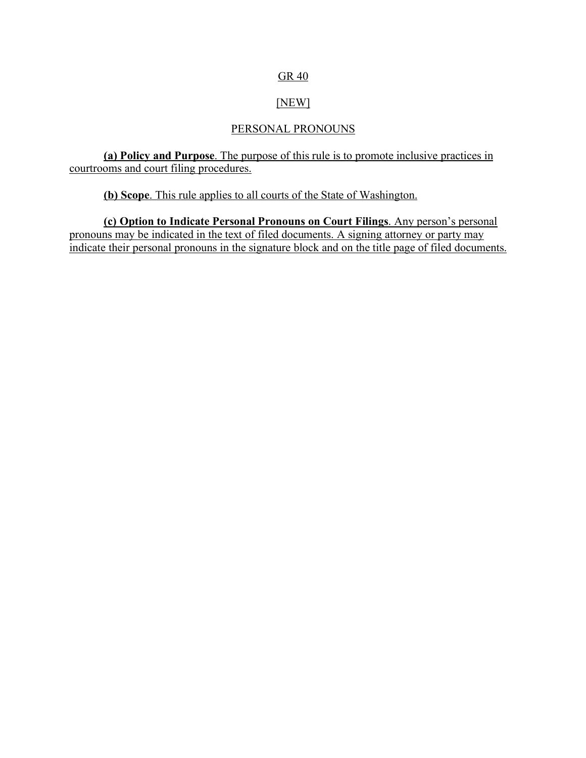GR 40

[NEW]

PERSONAL PRONOUNS

**(a) Policy and Purpose**. The purpose of this rule is to promote inclusive practices in courtrooms and court filing procedures.

**(b) Scope**. This rule applies to all courts of the State of Washington.

**(c) Option to Indicate Personal Pronouns on Court Filings**. Any person's personal pronouns may be indicated in the text of filed documents. A signing attorney or party may indicate their personal pronouns in the signature block and on the title page of filed documents.